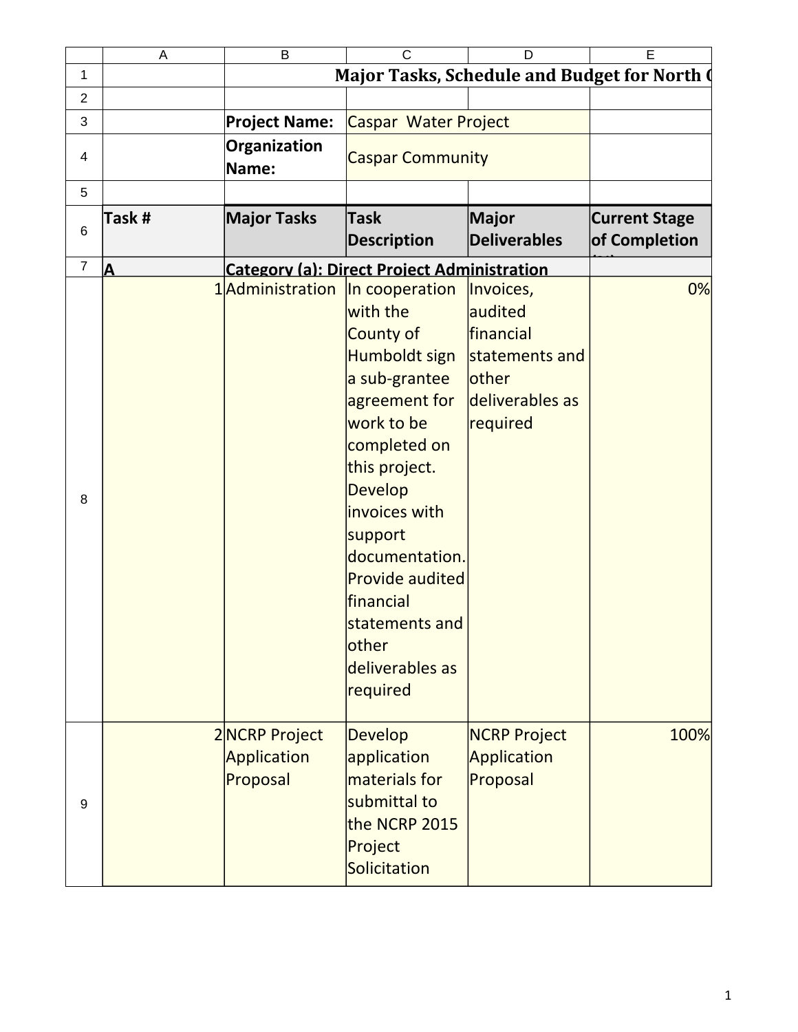# Major Tasks, Schedule and Budget for North C

| | | | |
|---|---|---|---|
| **Project Name:** | Caspar Water Project | | |
| **Organization Name:** | Caspar Community | | |

| Task # | Major Tasks | Task Description | Major Deliverables | Current Stage of Completion |
|---|---|---|---|---|
| **A** | **Category (a): Direct Project Administration** | | | |
| 1 | Administration | In cooperation with the County of Humboldt sign a sub-grantee agreement for work to be completed on this project. Develop invoices with support documentation. Provide audited financial statements and other deliverables as required | Invoices, audited financial statements and other deliverables as required | 0% |
| 2 | NCRP Project Application Proposal | Develop application materials for submittal to the NCRP 2015 Project Solicitation | NCRP Project Application Proposal | 100% |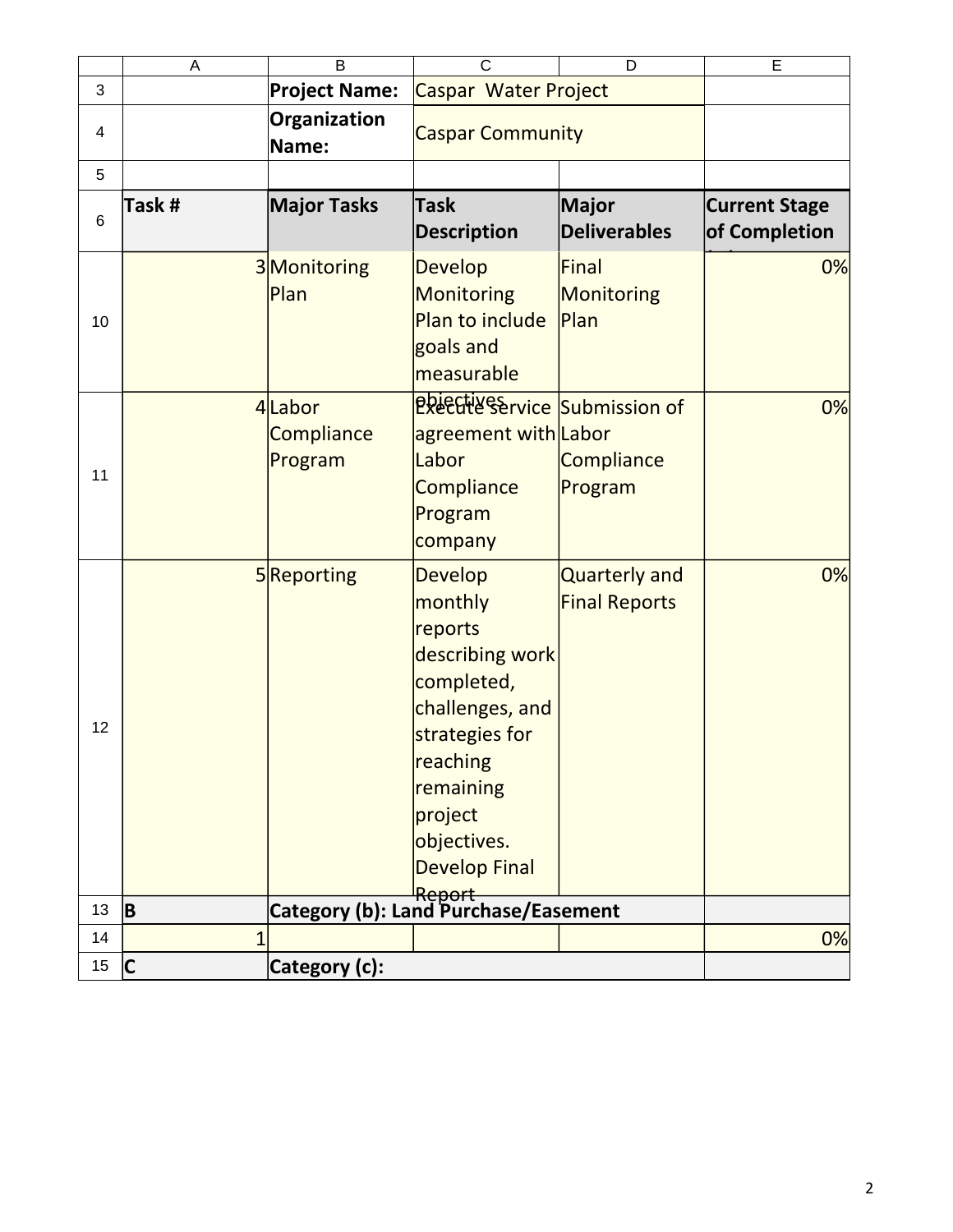| | | | | |
|---|---|---|---|---|
| | **Project Name:** | Caspar Water Project | | |
| | **Organization Name:** | Caspar Community | | |
| | | | | |
| **Task #** | **Major Tasks** | **Task Description** | **Major Deliverables** | **Current Stage of Completion** |
| 3 | Monitoring Plan | Develop Monitoring Plan to include goals and measurable objectives | Final Monitoring Plan | 0% |
| 4 | Labor Compliance Program | Execute service agreement with Labor Compliance Program company | Submission of Labor Compliance Program | 0% |
| 5 | Reporting | Develop monthly reports describing work completed, challenges, and strategies for reaching remaining project objectives. Develop Final Report | Quarterly and Final Reports | 0% |
| **B** | **Category (b): Land Purchase/Easement** | | | |
| 1 | | | | 0% |
| **C** | **Category (c):** | | | |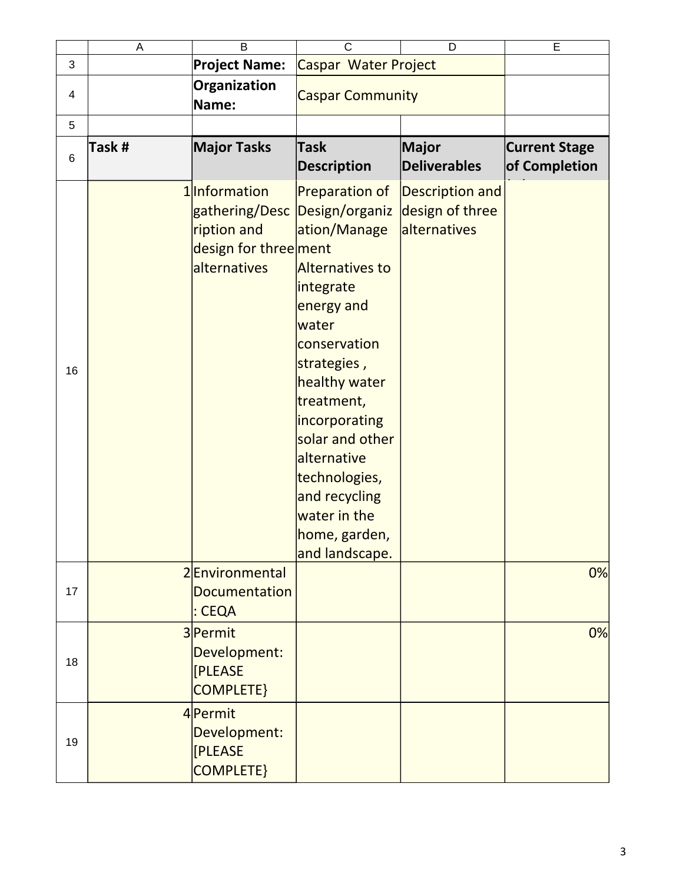| | | | |
|---|---|---|---|
| **Project Name:** | Caspar Water Project | | |
| **Organization Name:** | Caspar Community | | |

| Task # | Major Tasks | Task Description | Major Deliverables | Current Stage of Completion |
|---|---|---|---|---|
| 1 | Information gathering/Description and design for three alternatives | Preparation of Design/organization/Management Alternatives to integrate energy and water conservation strategies , healthy water treatment, incorporating solar and other alternative technologies, and recycling water in the home, garden, and landscape. | Description and design of three alternatives | |
| 2 | Environmental Documentation: CEQA | | | 0% |
| 3 | Permit Development: [PLEASE COMPLETE} | | | 0% |
| 4 | Permit Development: [PLEASE COMPLETE} | | | |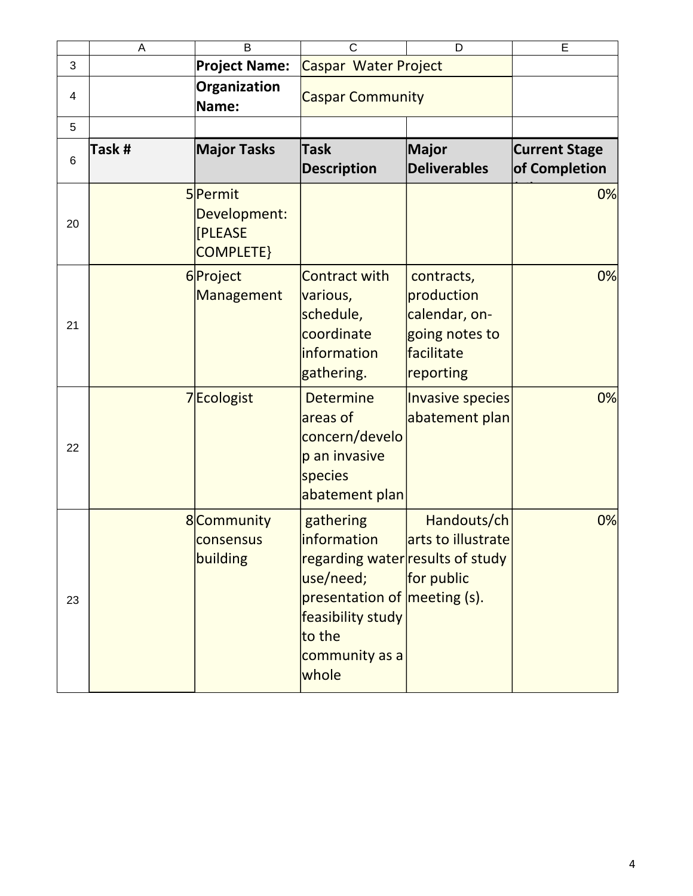| Project Name: | Caspar Water Project | | |
|---|---|---|---|
| Organization Name: | Caspar Community | | |

| Task # | Major Tasks | Task Description | Major Deliverables | Current Stage of Completion |
|---|---|---|---|---|
| 5 | Permit Development: [PLEASE COMPLETE} | | | 0% |
| 6 | Project Management | Contract with various, schedule, coordinate information gathering. | contracts, production calendar, on-going notes to facilitate reporting | 0% |
| 7 | Ecologist | Determine areas of concern/develop an invasive species abatement plan | Invasive species abatement plan | 0% |
| 8 | Community consensus building | gathering information regarding water use/need; presentation of feasibility study to the community as a whole | Handouts/charts to illustrate results of study for public meeting (s). | 0% |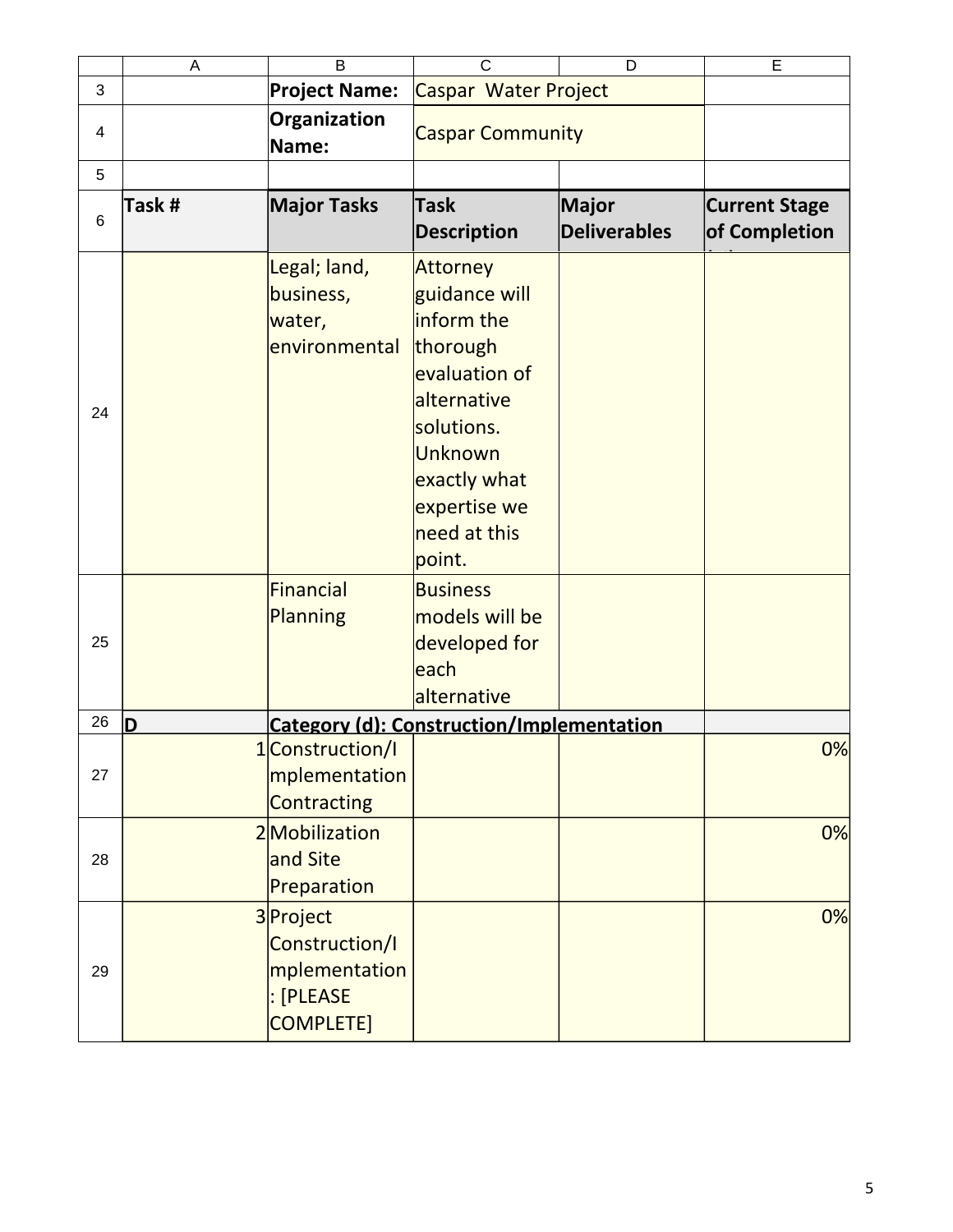| | A | B | C | D | E |
|---|---|---|---|---|---|
| 3 | | **Project Name:** | Caspar Water Project | | |
| 4 | | **Organization Name:** | Caspar Community | | |
| 5 | | | | | |
| 6 | **Task #** | **Major Tasks** | **Task Description** | **Major Deliverables** | **Current Stage of Completion** |
| 24 | | Legal; land, business, water, environmental | Attorney guidance will inform the thorough evaluation of alternative solutions. Unknown exactly what expertise we need at this point. | | |
| 25 | | Financial Planning | Business models will be developed for each alternative | | |
| 26 | **D** | **Category (d): Construction/Implementation** | | | |
| 27 | 1 | Construction/Implementation Contracting | | | 0% |
| 28 | 2 | Mobilization and Site Preparation | | | 0% |
| 29 | 3 | Project Construction/Implementation: [PLEASE COMPLETE] | | | 0% |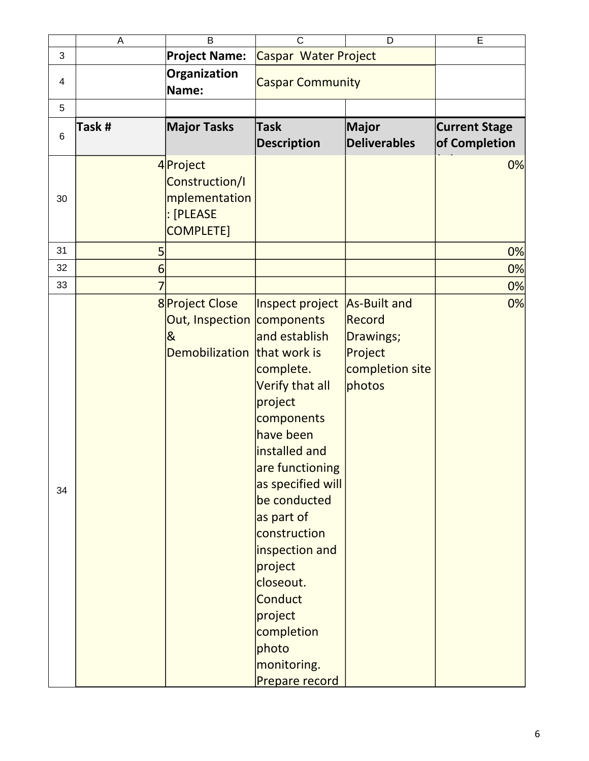| | A | B | C | D | E |
|---|---|---|---|---|---|
| 3 | | **Project Name:** | Caspar Water Project | | |
| 4 | | **Organization Name:** | Caspar Community | | |
| 5 | | | | | |
| 6 | **Task #** | **Major Tasks** | **Task Description** | **Major Deliverables** | **Current Stage of Completion** |
| 30 | 4 | Project Construction/Implementation: [PLEASE COMPLETE] | | | 0% |
| 31 | 5 | | | | 0% |
| 32 | 6 | | | | 0% |
| 33 | 7 | | | | 0% |
| 34 | 8 | Project Close Out, Inspection & Demobilization | Inspect project components and establish that work is complete. Verify that all project components have been installed and are functioning as specified will be conducted as part of construction inspection and project closeout. Conduct project completion photo monitoring. Prepare record | As-Built and Record Drawings; Project completion site photos | 0% |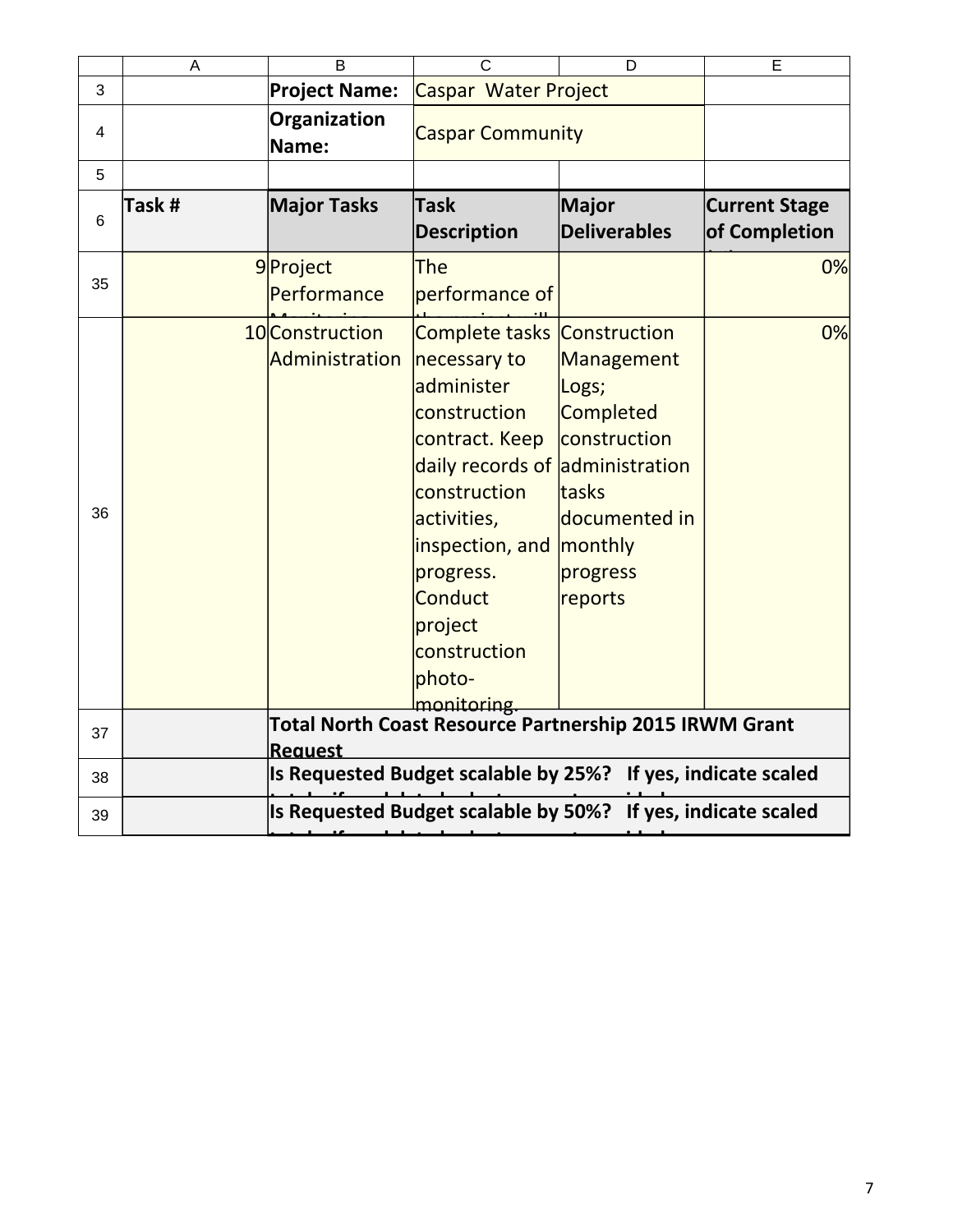| | A | B | C | D | E |
|---|---|---|---|---|---|
| 3 | | **Project Name:** | Caspar Water Project | | |
| 4 | | **Organization Name:** | Caspar Community | | |
| 5 | | | | | |
| 6 | **Task #** | **Major Tasks** | **Task Description** | **Major Deliverables** | **Current Stage of Completion** |
| 35 | 9 | Project Performance | The performance of | | 0% |
| 36 | 10 | Construction Administration | Complete tasks necessary to administer construction contract. Keep daily records of construction activities, inspection, and progress. Conduct project construction photo-monitoring. | Construction Management Logs; Completed construction administration tasks documented in monthly progress reports | 0% |
| 37 | | **Total North Coast Resource Partnership 2015 IRWM Grant Request** | | | |
| 38 | | **Is Requested Budget scalable by 25%? If yes, indicate scaled** | | | |
| 39 | | **Is Requested Budget scalable by 50%? If yes, indicate scaled** | | | |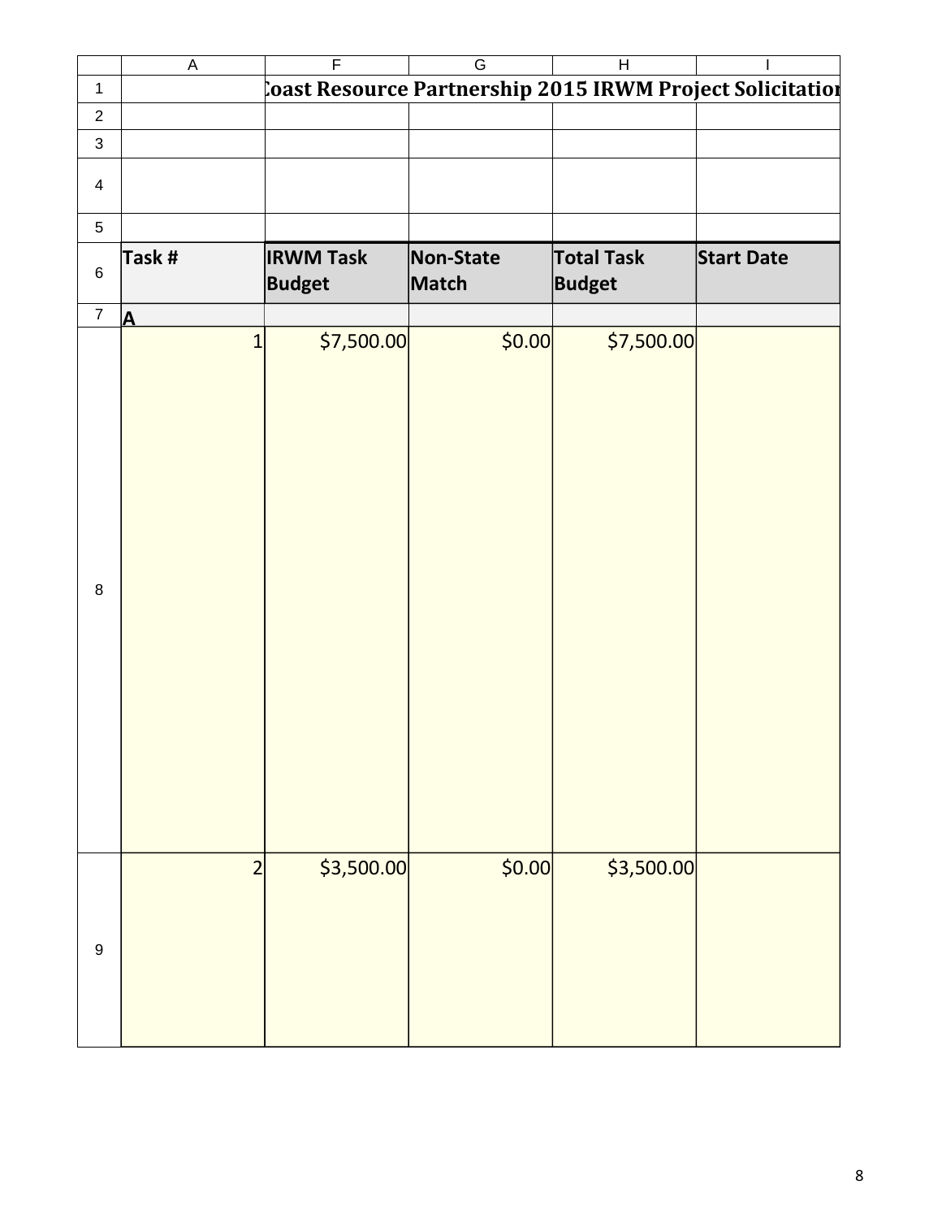**Coast Resource Partnership 2015 IRWM Project Solicitation**

| Task # | IRWM Task Budget | Non-State Match | Total Task Budget | Start Date |
|---|---|---|---|---|
| **A** | | | | |
| 1 | $7,500.00 | $0.00 | $7,500.00 | |
| 2 | $3,500.00 | $0.00 | $3,500.00 | |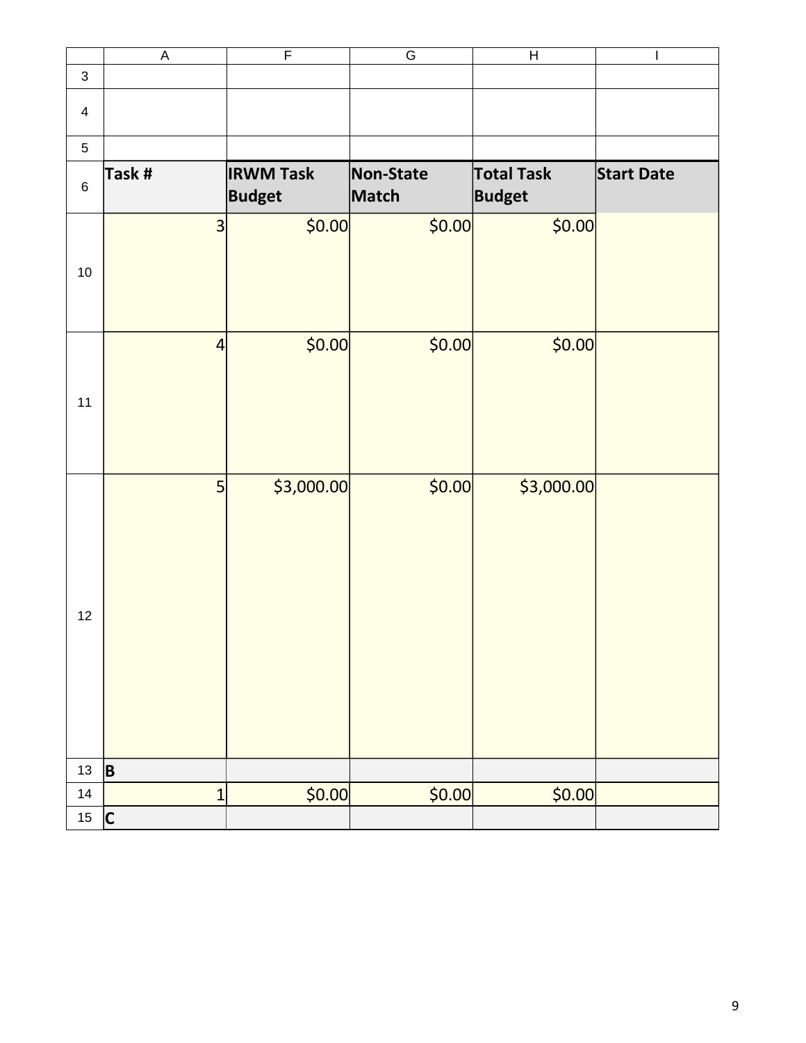| | A | F | G | H | I |
|---|---|---|---|---|---|
| 3 | | | | | |
| 4 | | | | | |
| 5 | | | | | |
| 6 | **Task #** | **IRWM Task Budget** | **Non-State Match** | **Total Task Budget** | **Start Date** |
| 10 | 3 | $0.00 | $0.00 | $0.00 | |
| 11 | 4 | $0.00 | $0.00 | $0.00 | |
| 12 | 5 | $3,000.00 | $0.00 | $3,000.00 | |
| 13 | **B** | | | | |
| 14 | 1 | $0.00 | $0.00 | $0.00 | |
| 15 | **C** | | | | |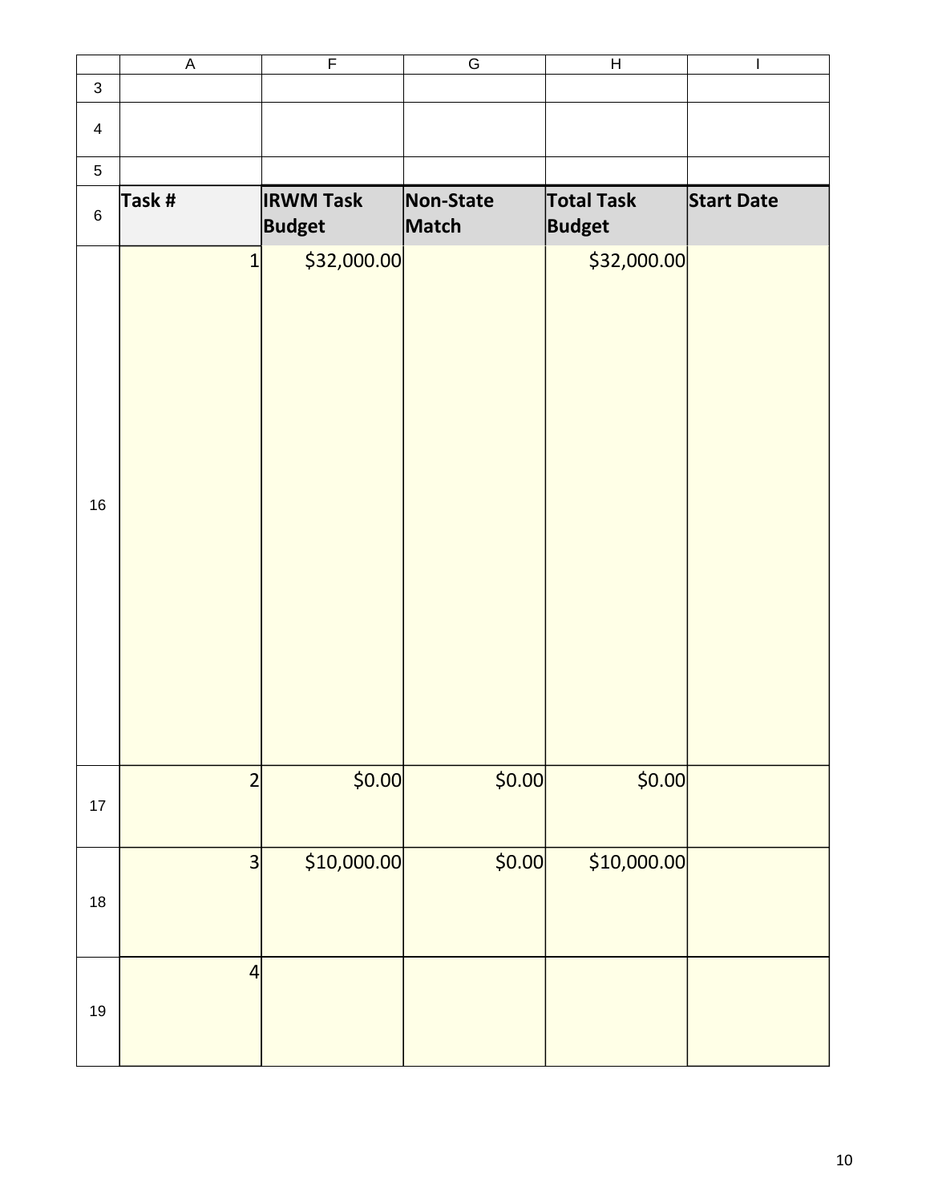| Task # | IRWM Task Budget | Non-State Match | Total Task Budget | Start Date |
|---|---|---|---|---|
| 1 | $32,000.00 | | $32,000.00 | |
| 2 | $0.00 | $0.00 | $0.00 | |
| 3 | $10,000.00 | $0.00 | $10,000.00 | |
| 4 | | | | |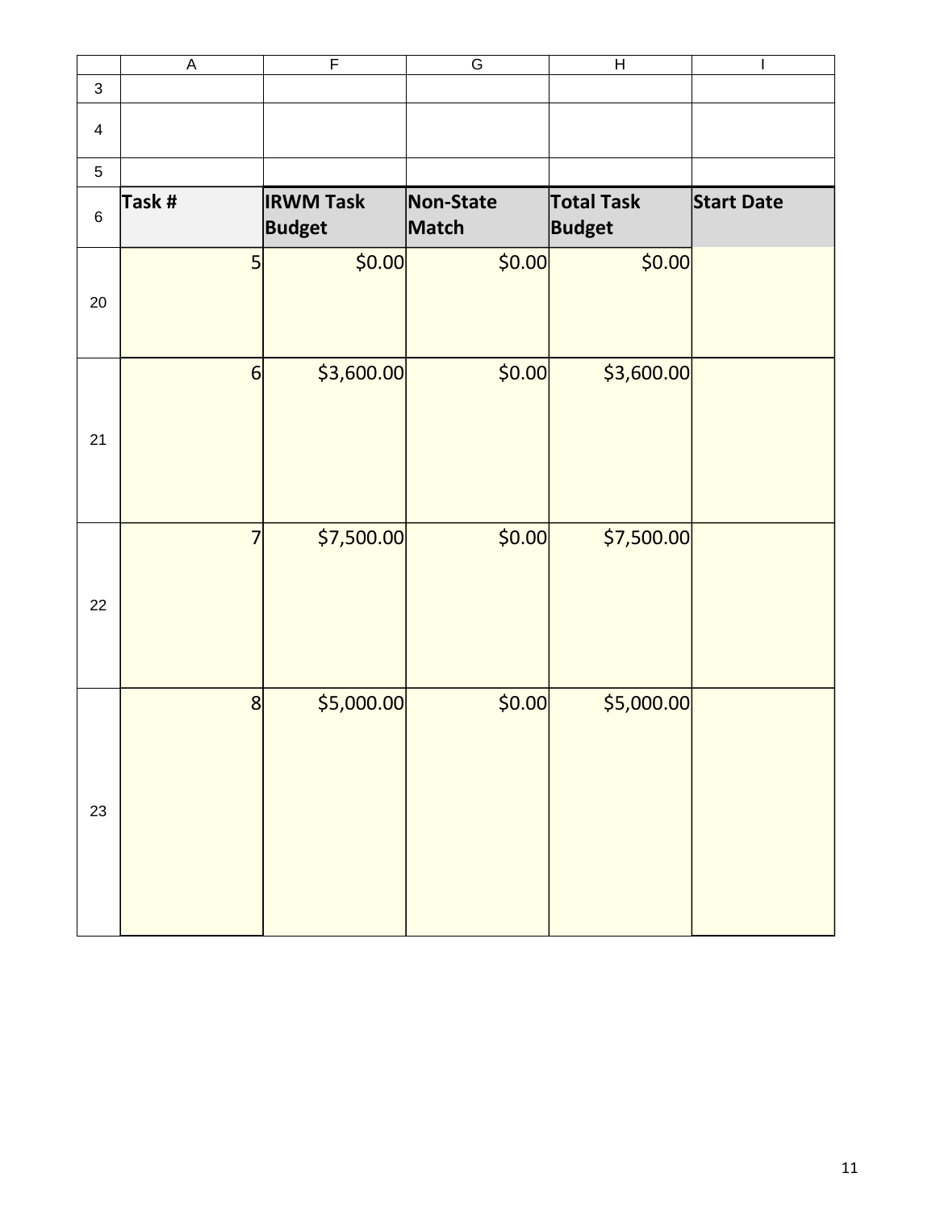| | A | F | G | H | I |
|---|---|---|---|---|---|
| 3 | | | | | |
| 4 | | | | | |
| 5 | | | | | |
| 6 | **Task #** | **IRWM Task Budget** | **Non-State Match** | **Total Task Budget** | **Start Date** |
| 20 | 5 | $0.00 | $0.00 | $0.00 | |
| 21 | 6 | $3,600.00 | $0.00 | $3,600.00 | |
| 22 | 7 | $7,500.00 | $0.00 | $7,500.00 | |
| 23 | 8 | $5,000.00 | $0.00 | $5,000.00 | |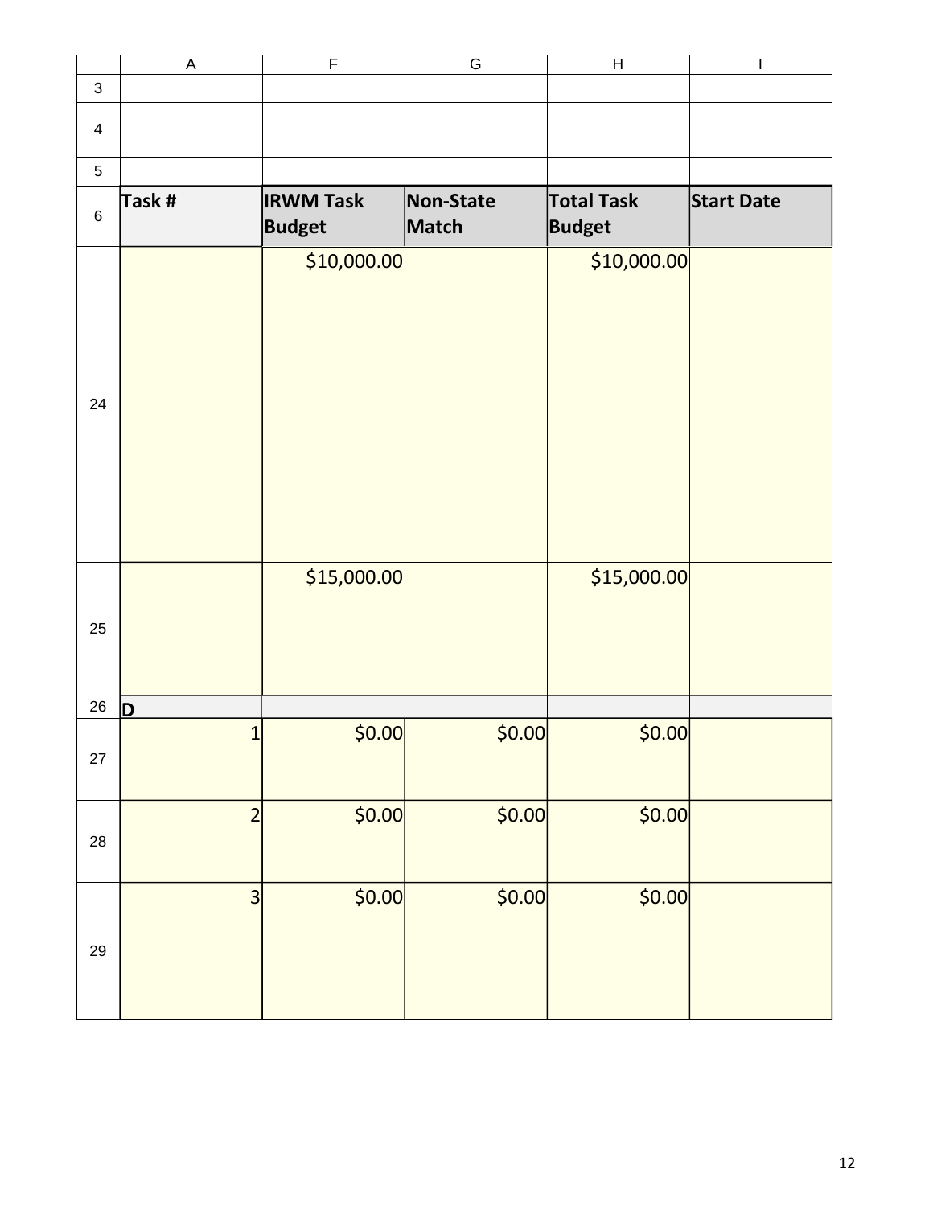| | A | F | G | H | I |
|---|---|---|---|---|---|
| 3 | | | | | |
| 4 | | | | | |
| 5 | | | | | |
| 6 | **Task #** | **IRWM Task Budget** | **Non-State Match** | **Total Task Budget** | **Start Date** |
| 24 | | $10,000.00 | | $10,000.00 | |
| 25 | | $15,000.00 | | $15,000.00 | |
| 26 | **D** | | | | |
| 27 | 1 | $0.00 | $0.00 | $0.00 | |
| 28 | 2 | $0.00 | $0.00 | $0.00 | |
| 29 | 3 | $0.00 | $0.00 | $0.00 | |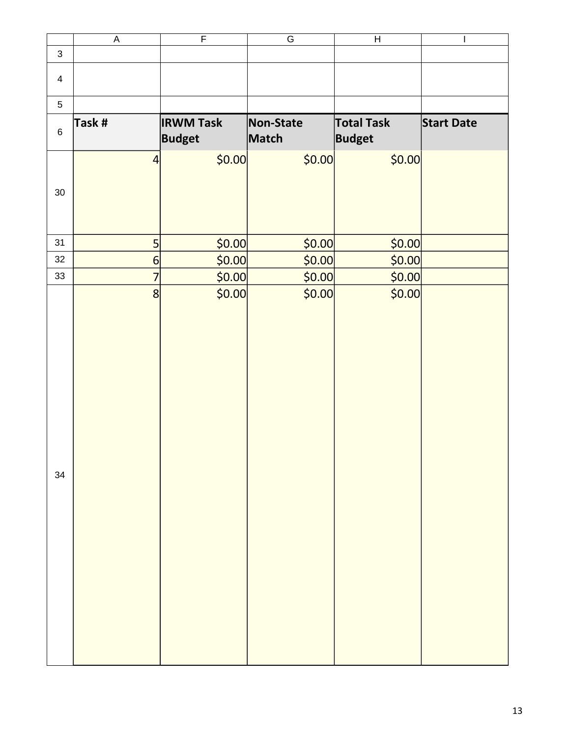| Task # | IRWM Task Budget | Non-State Match | Total Task Budget | Start Date |
|---|---|---|---|---|
| 4 | $0.00 | $0.00 | $0.00 | |
| 5 | $0.00 | $0.00 | $0.00 | |
| 6 | $0.00 | $0.00 | $0.00 | |
| 7 | $0.00 | $0.00 | $0.00 | |
| 8 | $0.00 | $0.00 | $0.00 | |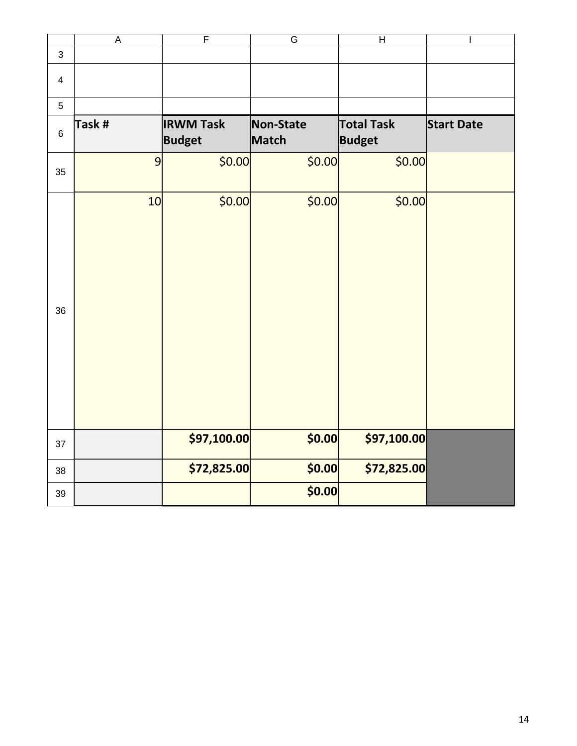| | A | F | G | H | I |
|---|---|---|---|---|---|
| 3 | | | | | |
| 4 | | | | | |
| 5 | | | | | |
| 6 | **Task #** | **IRWM Task Budget** | **Non-State Match** | **Total Task Budget** | **Start Date** |
| 35 | 9 | $0.00 | $0.00 | $0.00 | |
| 36 | 10 | $0.00 | $0.00 | $0.00 | |
| 37 | | **$97,100.00** | **$0.00** | **$97,100.00** | |
| 38 | | **$72,825.00** | **$0.00** | **$72,825.00** | |
| 39 | | | **$0.00** | | |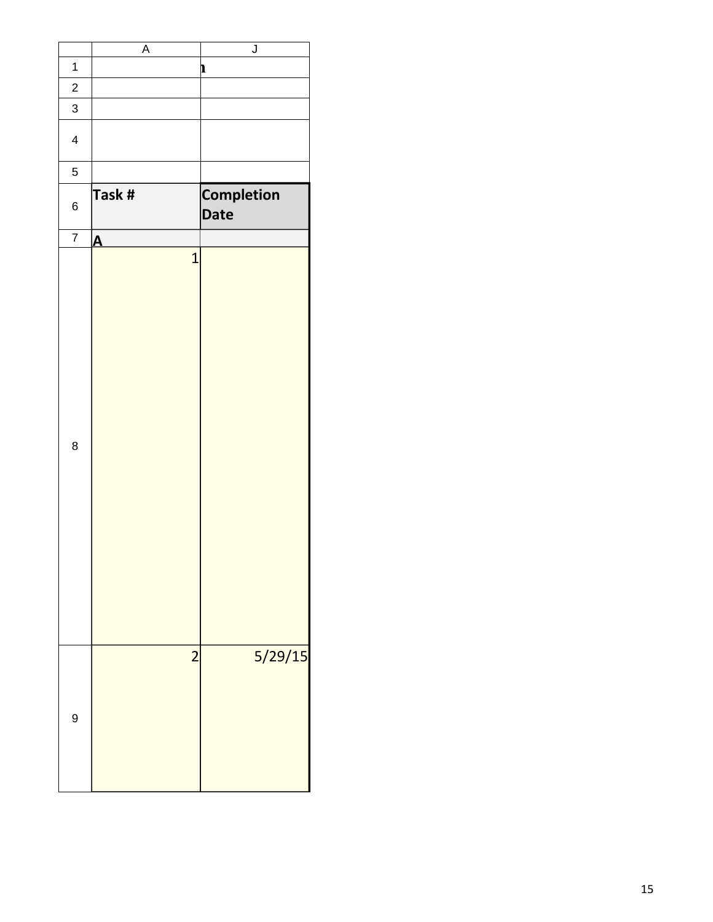| Task # | Completion Date |
| --- | --- |
| **A** | |
| 1 | |
| 2 | 5/29/15 |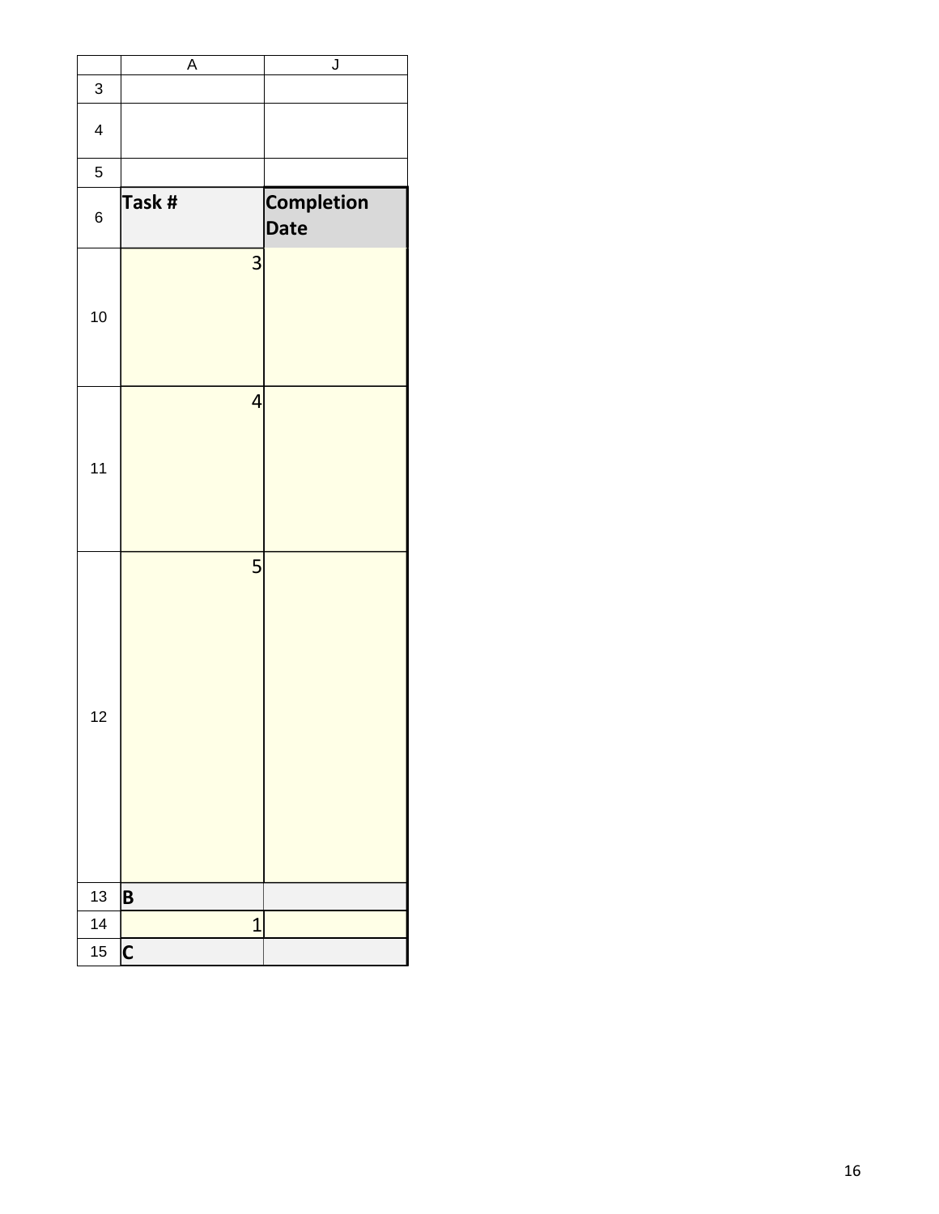|  | A | J |
|---|---|---|
| 3 |  |  |
| 4 |  |  |
| 5 |  |  |
| 6 | **Task #** | **Completion Date** |
| 10 | 3 |  |
| 11 | 4 |  |
| 12 | 5 |  |
| 13 | **B** |  |
| 14 | 1 |  |
| 15 | **C** |  |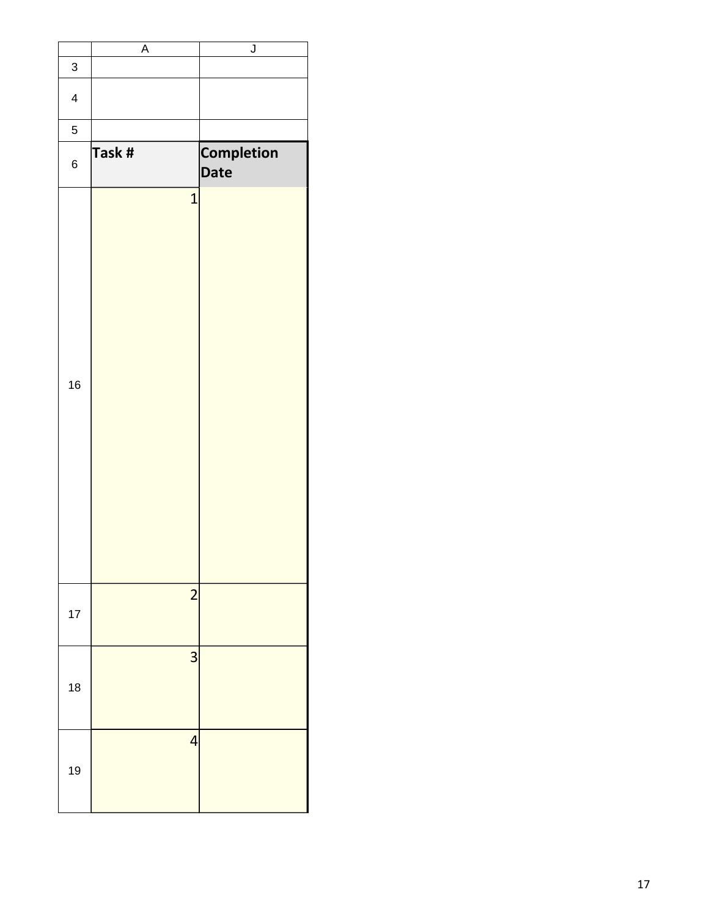| | A | J |
|---|---|---|
| 3 | | |
| 4 | | |
| 5 | | |
| 6 | Task # | Completion Date |
| 16 | 1 | |
| 17 | 2 | |
| 18 | 3 | |
| 19 | 4 | |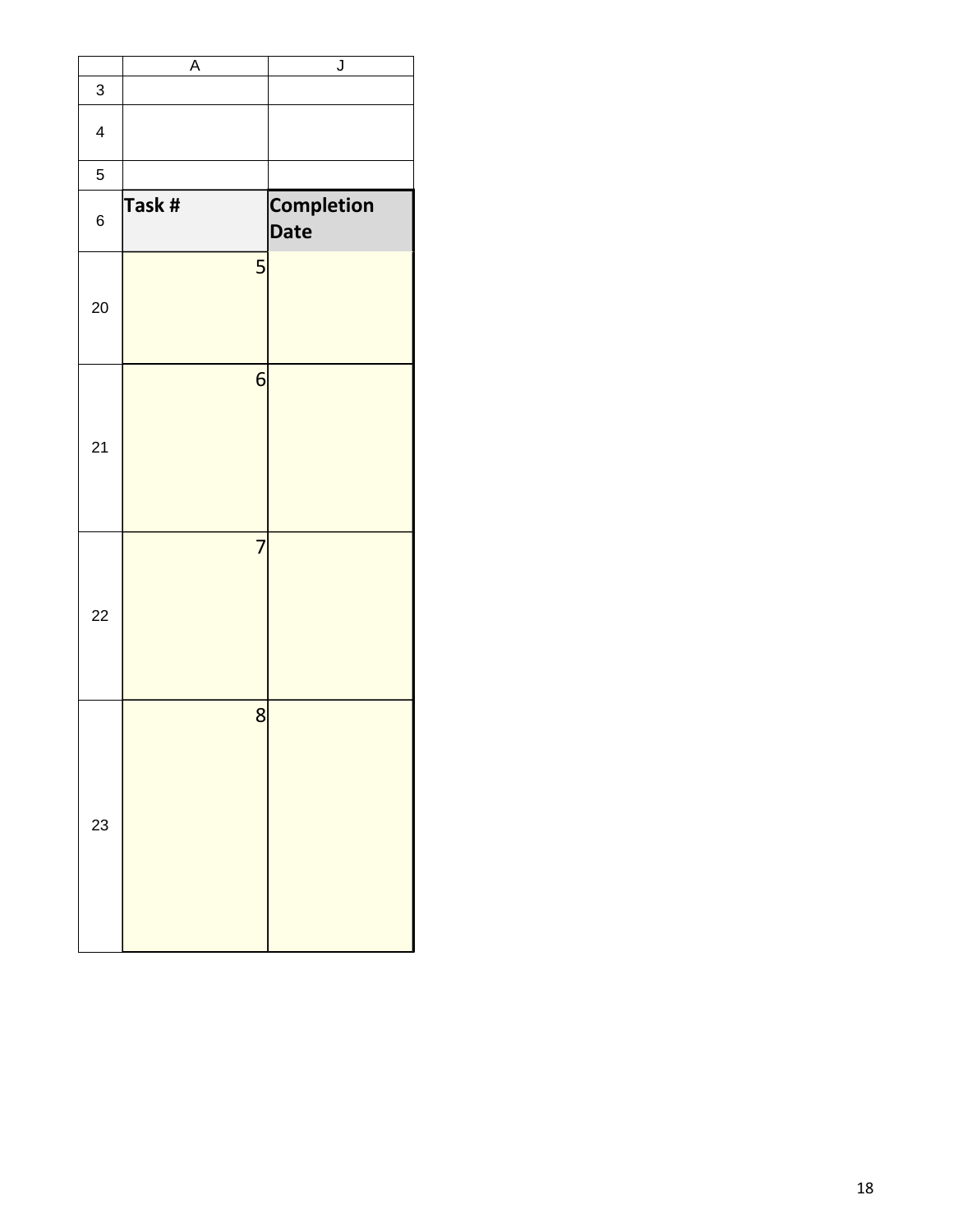| | A | J |
|---|---|---|
| 3 | | |
| 4 | | |
| 5 | | |
| 6 | **Task #** | **Completion Date** |
| 20 | 5 | |
| 21 | 6 | |
| 22 | 7 | |
| 23 | 8 | |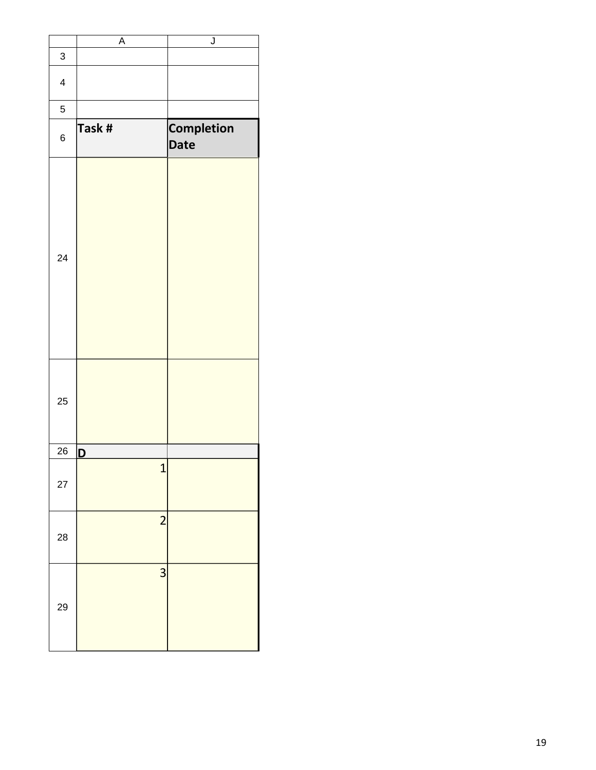| | A | J |
|---|---|---|
| 3 | | |
| 4 | | |
| 5 | | |
| 6 | **Task #** | **Completion Date** |
| 24 | | |
| 25 | | |
| 26 | **D** | |
| 27 | 1 | |
| 28 | 2 | |
| 29 | 3 | |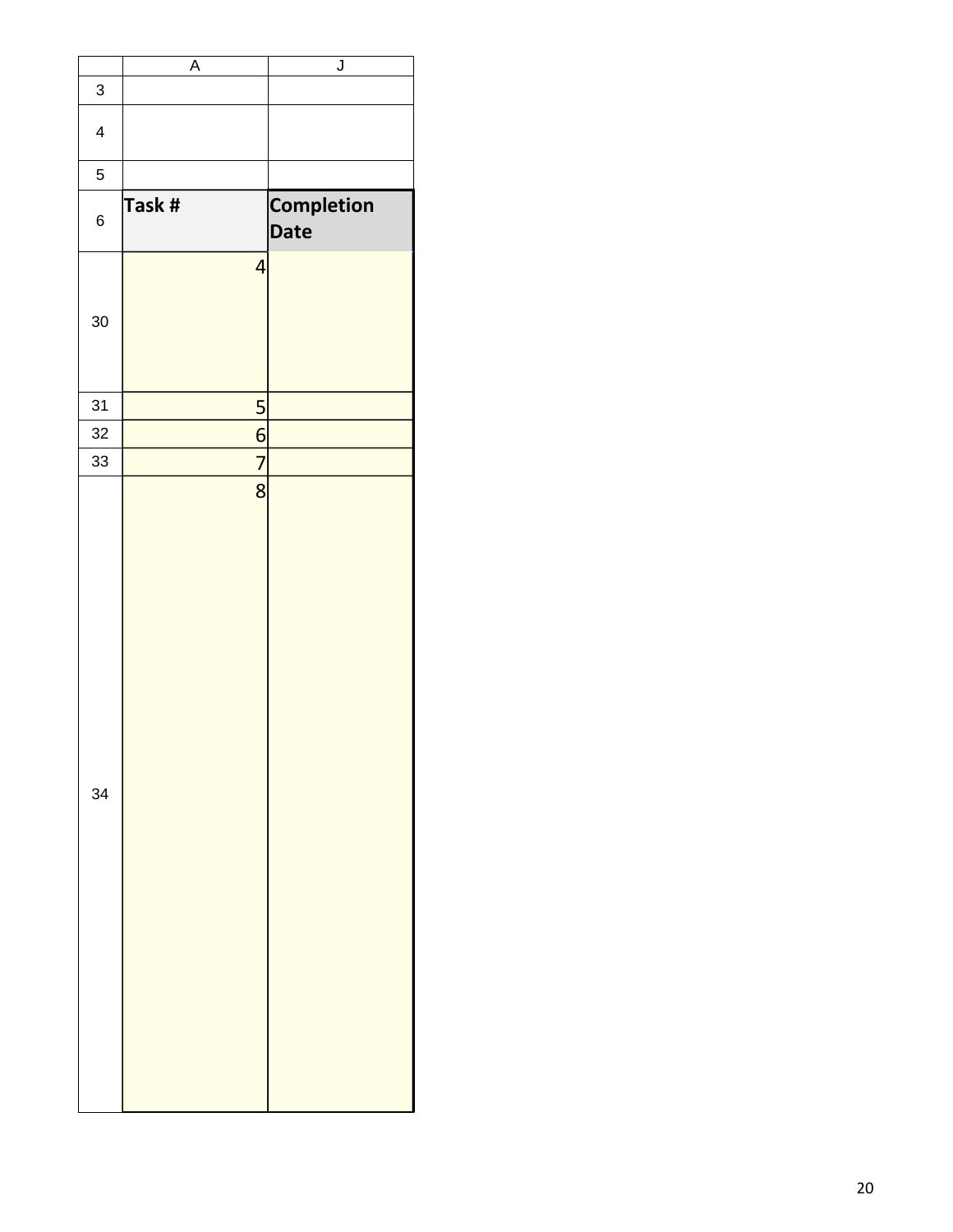| Task # | Completion Date |
| --- | --- |
| 4 | |
| 5 | |
| 6 | |
| 7 | |
| 8 | |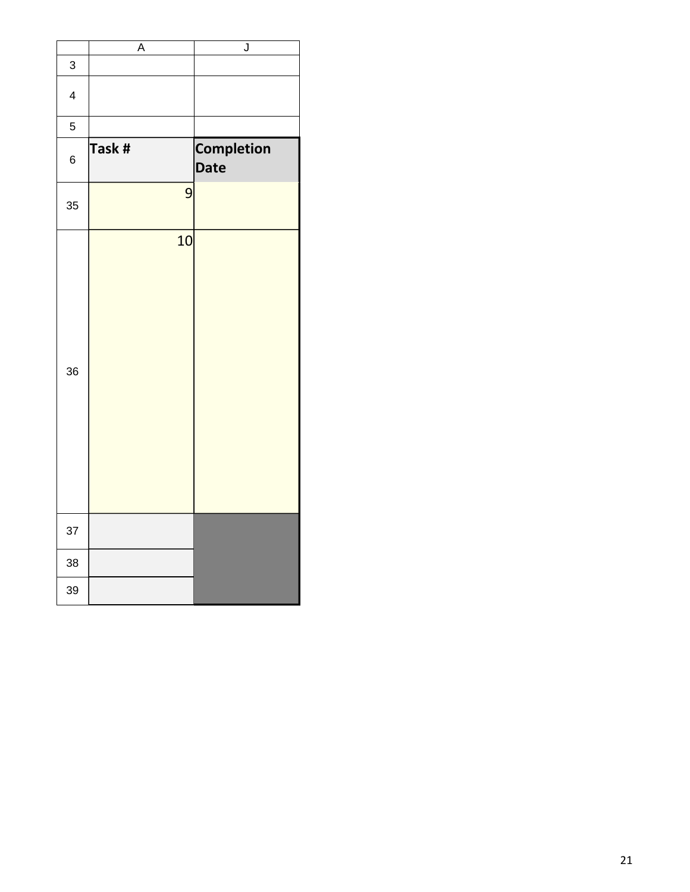| | A | J |
|---|---|---|
| 3 | | |
| 4 | | |
| 5 | | |
| 6 | **Task #** | **Completion Date** |
| 35 | 9 | |
| 36 | 10 | |
| 37 | | |
| 38 | | |
| 39 | | |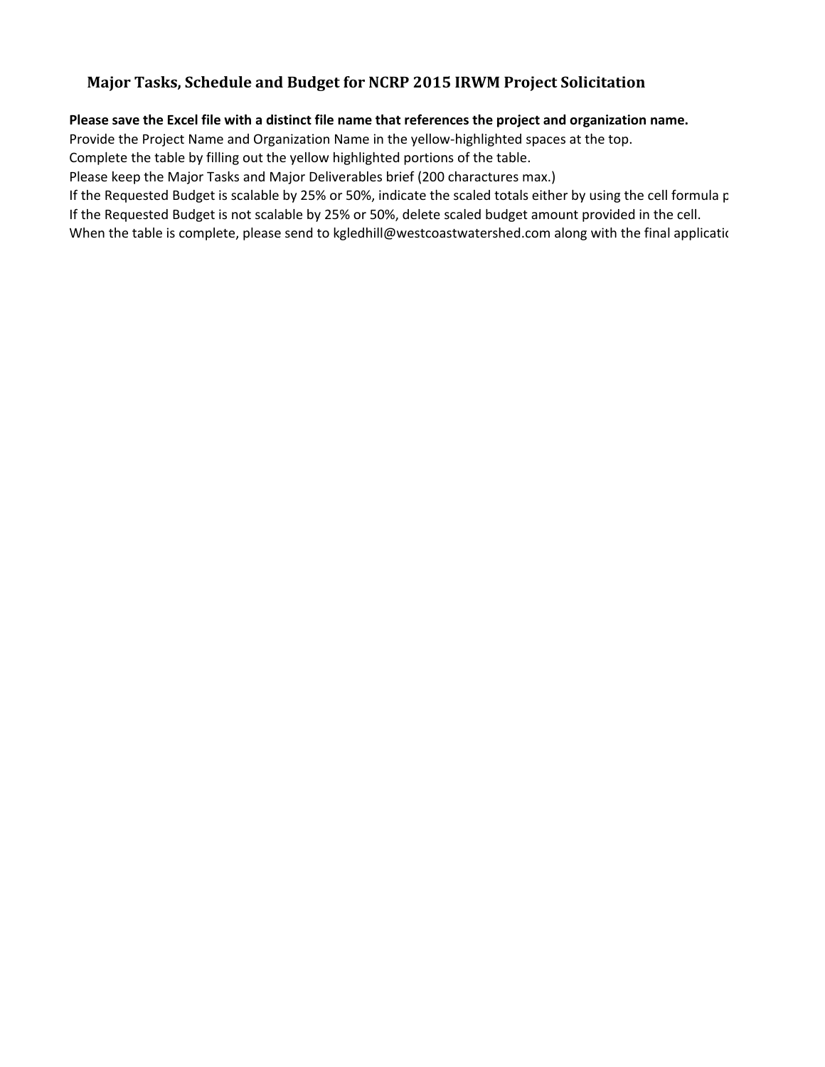## Major Tasks, Schedule and Budget for NCRP 2015 IRWM Project Solicitation

**Please save the Excel file with a distinct file name that references the project and organization name.**

Provide the Project Name and Organization Name in the yellow-highlighted spaces at the top.

Complete the table by filling out the yellow highlighted portions of the table.

Please keep the Major Tasks and Major Deliverables brief (200 charactures max.)

If the Requested Budget is scalable by 25% or 50%, indicate the scaled totals either by using the cell formula p

If the Requested Budget is not scalable by 25% or 50%, delete scaled budget amount provided in the cell.

When the table is complete, please send to kgledhill@westcoastwatershed.com along with the final applicatio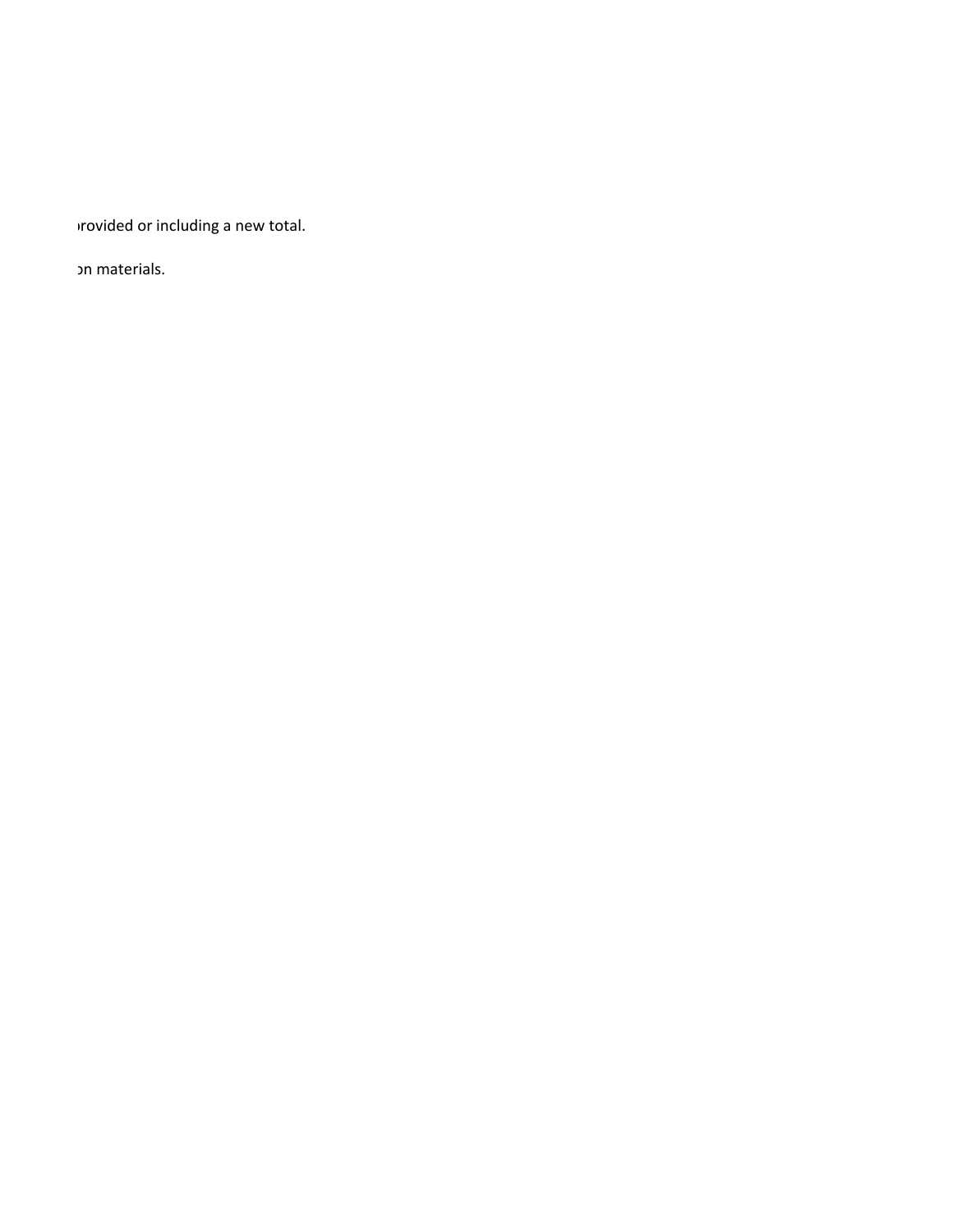rovided or including a new total.

on materials.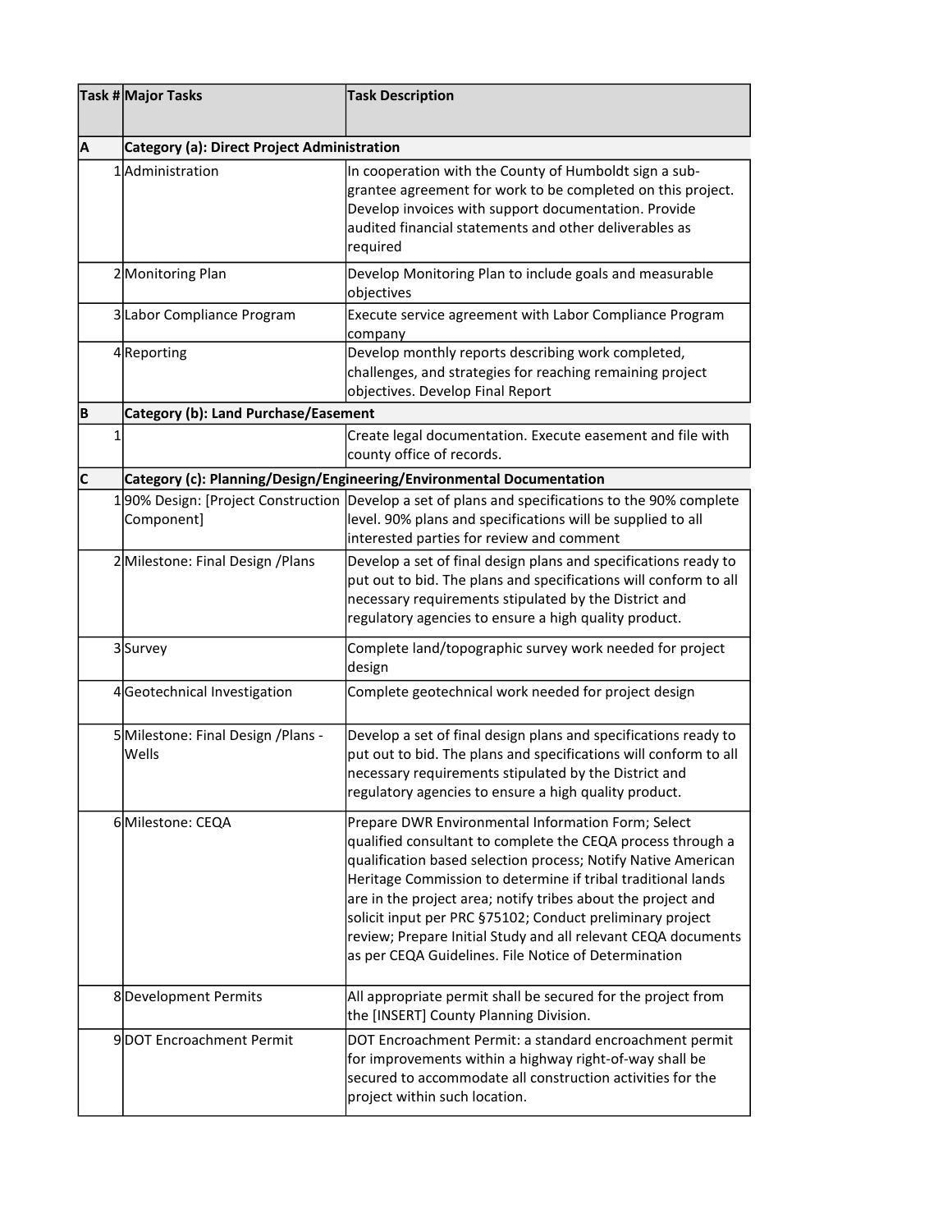| Task # | Major Tasks | Task Description |
| --- | --- | --- |
| A | **Category (a): Direct Project Administration** | |
| 1 | Administration | In cooperation with the County of Humboldt sign a sub-grantee agreement for work to be completed on this project. Develop invoices with support documentation. Provide audited financial statements and other deliverables as required |
| 2 | Monitoring Plan | Develop Monitoring Plan to include goals and measurable objectives |
| 3 | Labor Compliance Program | Execute service agreement with Labor Compliance Program company |
| 4 | Reporting | Develop monthly reports describing work completed, challenges, and strategies for reaching remaining project objectives. Develop Final Report |
| B | **Category (b): Land Purchase/Easement** | |
| 1 | | Create legal documentation. Execute easement and file with county office of records. |
| C | **Category (c): Planning/Design/Engineering/Environmental Documentation** | |
| 1 | 90% Design: [Project Construction Component] | Develop a set of plans and specifications to the 90% complete level. 90% plans and specifications will be supplied to all interested parties for review and comment |
| 2 | Milestone: Final Design /Plans | Develop a set of final design plans and specifications ready to put out to bid. The plans and specifications will conform to all necessary requirements stipulated by the District and regulatory agencies to ensure a high quality product. |
| 3 | Survey | Complete land/topographic survey work needed for project design |
| 4 | Geotechnical Investigation | Complete geotechnical work needed for project design |
| 5 | Milestone: Final Design /Plans - Wells | Develop a set of final design plans and specifications ready to put out to bid. The plans and specifications will conform to all necessary requirements stipulated by the District and regulatory agencies to ensure a high quality product. |
| 6 | Milestone: CEQA | Prepare DWR Environmental Information Form; Select qualified consultant to complete the CEQA process through a qualification based selection process; Notify Native American Heritage Commission to determine if tribal traditional lands are in the project area; notify tribes about the project and solicit input per PRC §75102; Conduct preliminary project review; Prepare Initial Study and all relevant CEQA documents as per CEQA Guidelines. File Notice of Determination |
| 8 | Development Permits | All appropriate permit shall be secured for the project from the [INSERT] County Planning Division. |
| 9 | DOT Encroachment Permit | DOT Encroachment Permit: a standard encroachment permit for improvements within a highway right-of-way shall be secured to accommodate all construction activities for the project within such location. |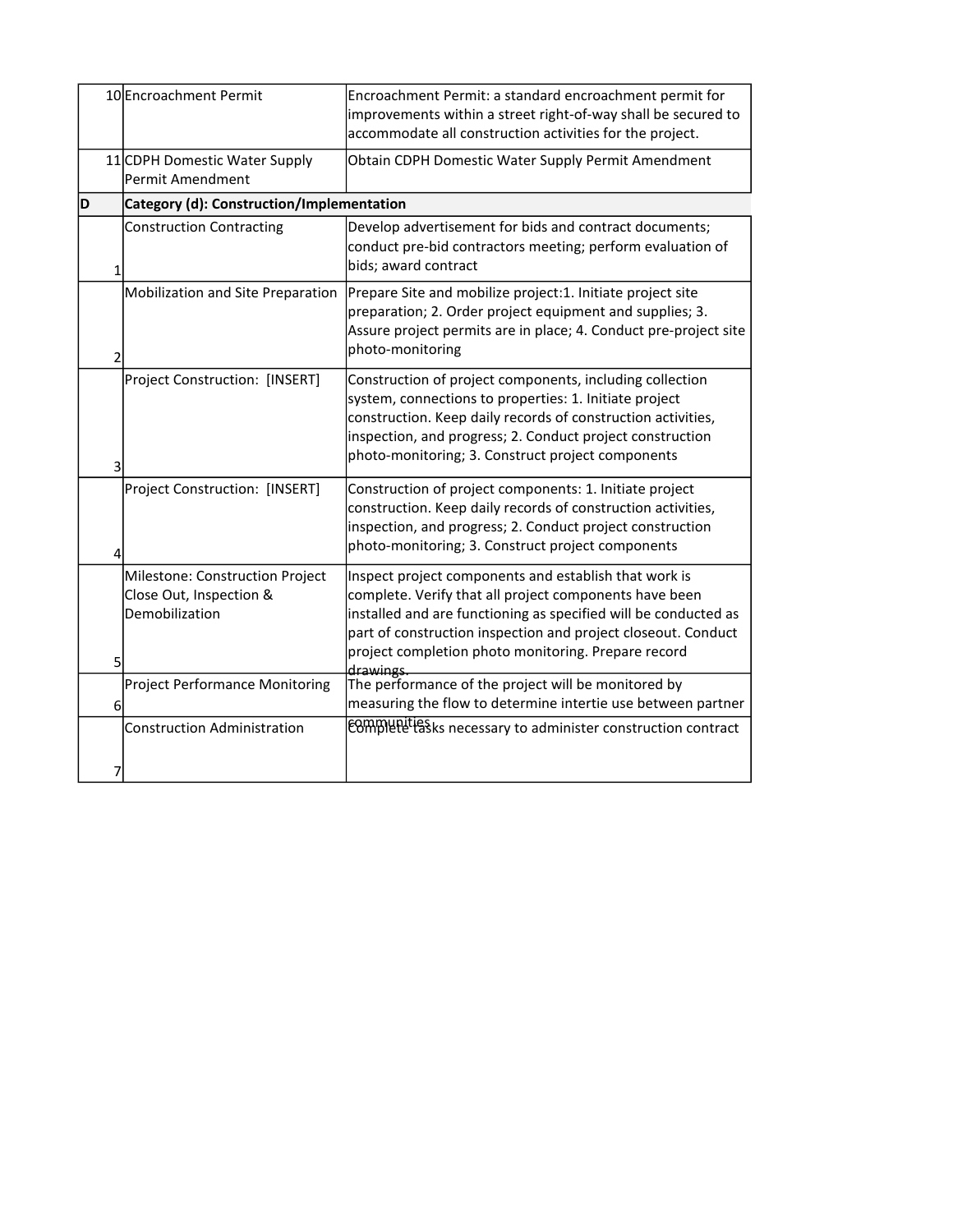| | | |
|---|---|---|
| 10 | Encroachment Permit | Encroachment Permit: a standard encroachment permit for improvements within a street right-of-way shall be secured to accommodate all construction activities for the project. |
| 11 | CDPH Domestic Water Supply Permit Amendment | Obtain CDPH Domestic Water Supply Permit Amendment |
| **D** | **Category (d): Construction/Implementation** | |
| 1 | Construction Contracting | Develop advertisement for bids and contract documents; conduct pre-bid contractors meeting; perform evaluation of bids; award contract |
| 2 | Mobilization and Site Preparation | Prepare Site and mobilize project:1. Initiate project site preparation; 2. Order project equipment and supplies; 3. Assure project permits are in place; 4. Conduct pre-project site photo-monitoring |
| 3 | Project Construction: [INSERT] | Construction of project components, including collection system, connections to properties: 1. Initiate project construction. Keep daily records of construction activities, inspection, and progress; 2. Conduct project construction photo-monitoring; 3. Construct project components |
| 4 | Project Construction: [INSERT] | Construction of project components: 1. Initiate project construction. Keep daily records of construction activities, inspection, and progress; 2. Conduct project construction photo-monitoring; 3. Construct project components |
| 5 | Milestone: Construction Project Close Out, Inspection & Demobilization | Inspect project components and establish that work is complete. Verify that all project components have been installed and are functioning as specified will be conducted as part of construction inspection and project closeout. Conduct project completion photo monitoring. Prepare record drawings. |
| 6 | Project Performance Monitoring | The performance of the project will be monitored by measuring the flow to determine intertie use between partner communities |
| 7 | Construction Administration | Complete tasks necessary to administer construction contract |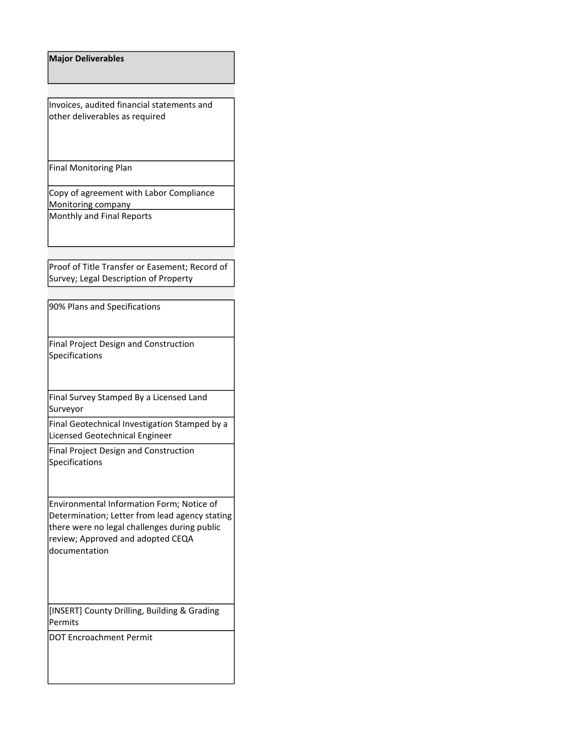| Major Deliverables |
| --- |
| |
| Invoices, audited financial statements and other deliverables as required |
| Final Monitoring Plan |
| Copy of agreement with Labor Compliance Monitoring company |
| Monthly and Final Reports |
| |
| Proof of Title Transfer or Easement; Record of Survey; Legal Description of Property |
| |
| 90% Plans and Specifications |
| Final Project Design and Construction Specifications |
| Final Survey Stamped By a Licensed Land Surveyor |
| Final Geotechnical Investigation Stamped by a Licensed Geotechnical Engineer |
| Final Project Design and Construction Specifications |
| Environmental Information Form; Notice of Determination; Letter from lead agency stating there were no legal challenges during public review; Approved and adopted CEQA documentation |
| [INSERT] County Drilling, Building & Grading Permits |
| DOT Encroachment Permit |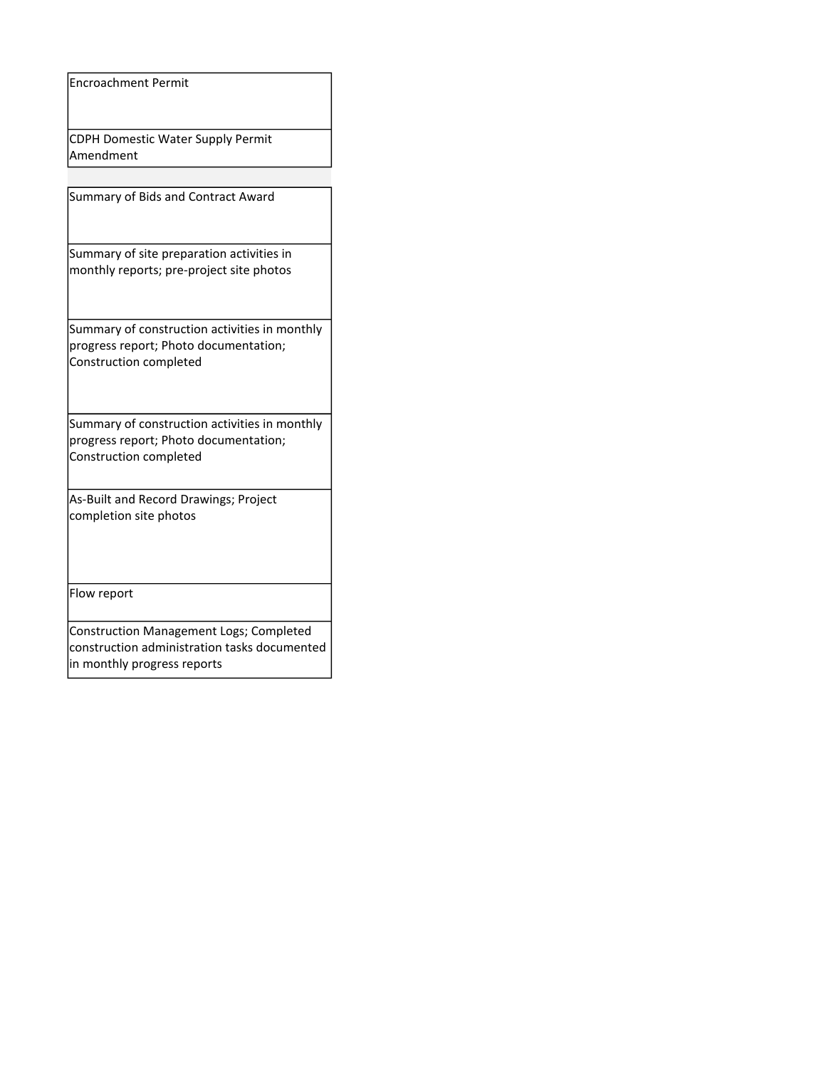| |
|---|
| Encroachment Permit |
| CDPH Domestic Water Supply Permit Amendment |
| |
| Summary of Bids and Contract Award |
| Summary of site preparation activities in monthly reports; pre-project site photos |
| Summary of construction activities in monthly progress report; Photo documentation; Construction completed |
| Summary of construction activities in monthly progress report; Photo documentation; Construction completed |
| As-Built and Record Drawings; Project completion site photos |
| Flow report |
| Construction Management Logs; Completed construction administration tasks documented in monthly progress reports |